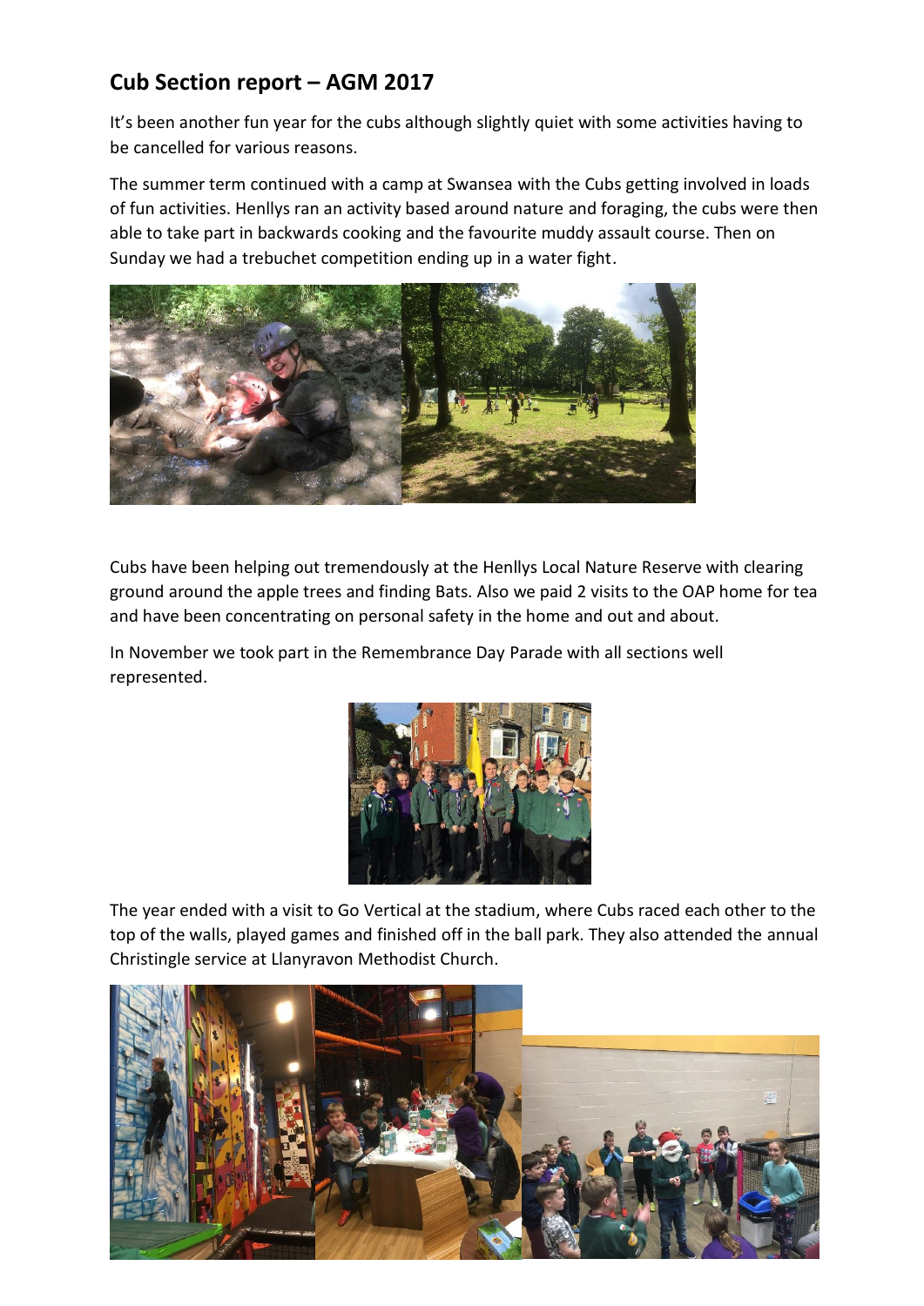## Cub Section report – AGM 2017

It's been another fun year for the cubs although slightly quiet with some activities having to be cancelled for various reasons.

The summer term continued with a camp at Swansea with the Cubs getting involved in loads of fun activities. Henllys ran an activity based around nature and foraging, the cubs were then able to take part in backwards cooking and the favourite muddy assault course. Then on Sunday we had a trebuchet competition ending up in a water fight.

Cubs have been helping out tremendously at the Henllys Local Nature Reserve with clearing ground around the apple trees and finding Bats. Also we paid 2 visits to the OAP home for tea and have been concentrating on personal safety in the home and out and about.

In November we took part in the Remembrance Day Parade with all sections well represented.

The year ended with a visit to Go Vertical at the stadium, where Cubs raced each other to the top of the walls, played games and finished off in the ball park. They also attended the annual Christingle service at Llanyravon Methodist Church.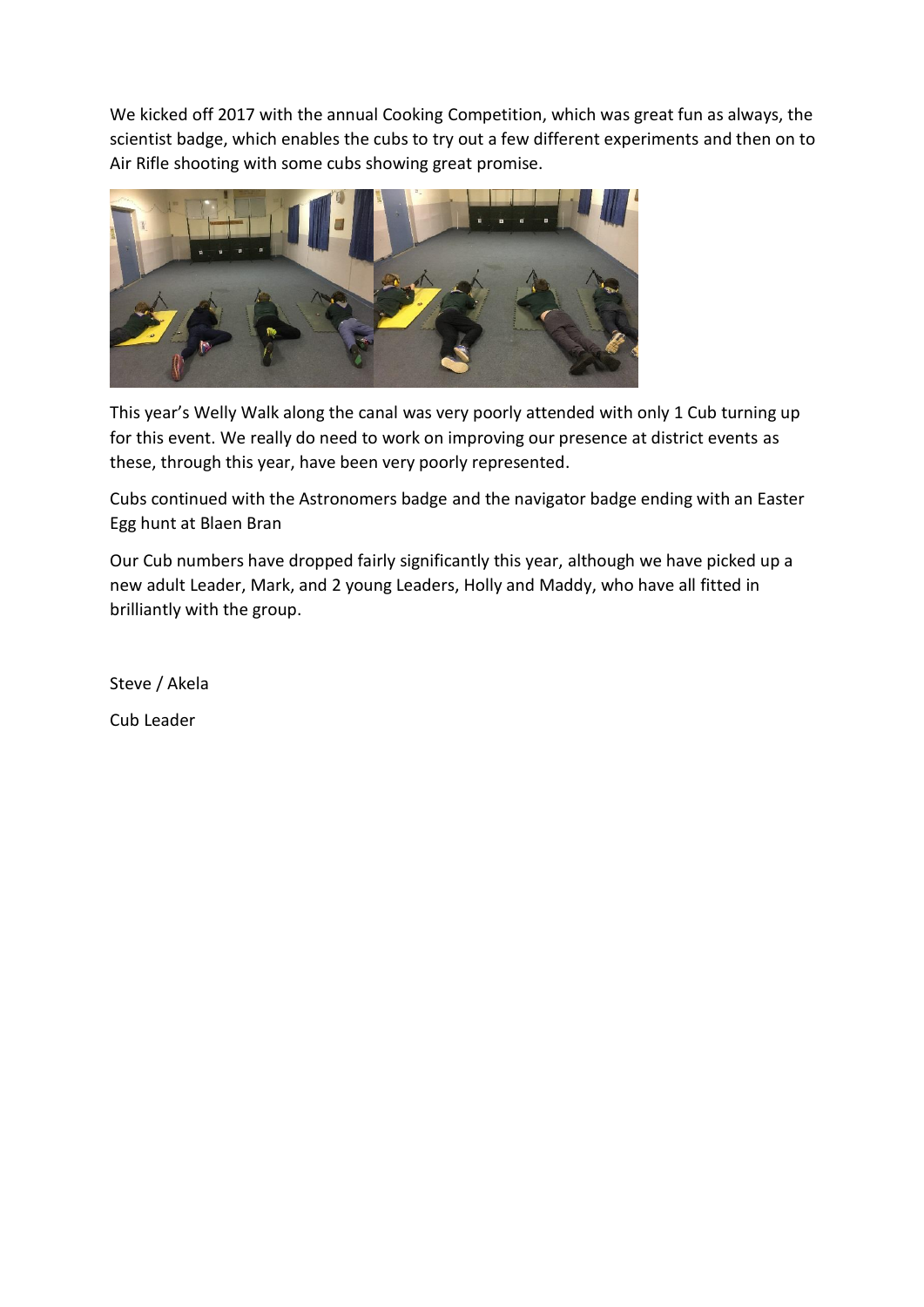We kicked off 2017 with the annual Cooking Competition, which was great fun as always, the scientist badge, which enables the cubs to try out a few different experiments and then on to Air Rifle shooting with some cubs showing great promise.

This year's Welly Walk along the canal was very poorly attended with only 1 Cub turning up for this event. We really do need to work on improving our presence at district events as these, through this year, have been very poorly represented.

Cubs continued with the Astronomers badge and the navigator badge ending with an Easter Egg hunt at Blaen Bran

Our Cub numbers have dropped fairly significantly this year, although we have picked up a new adult Leader, Mark, and 2 young Leaders, Holly and Maddy, who have all fitted in brilliantly with the group.

Steve / Akela

Cub Leader